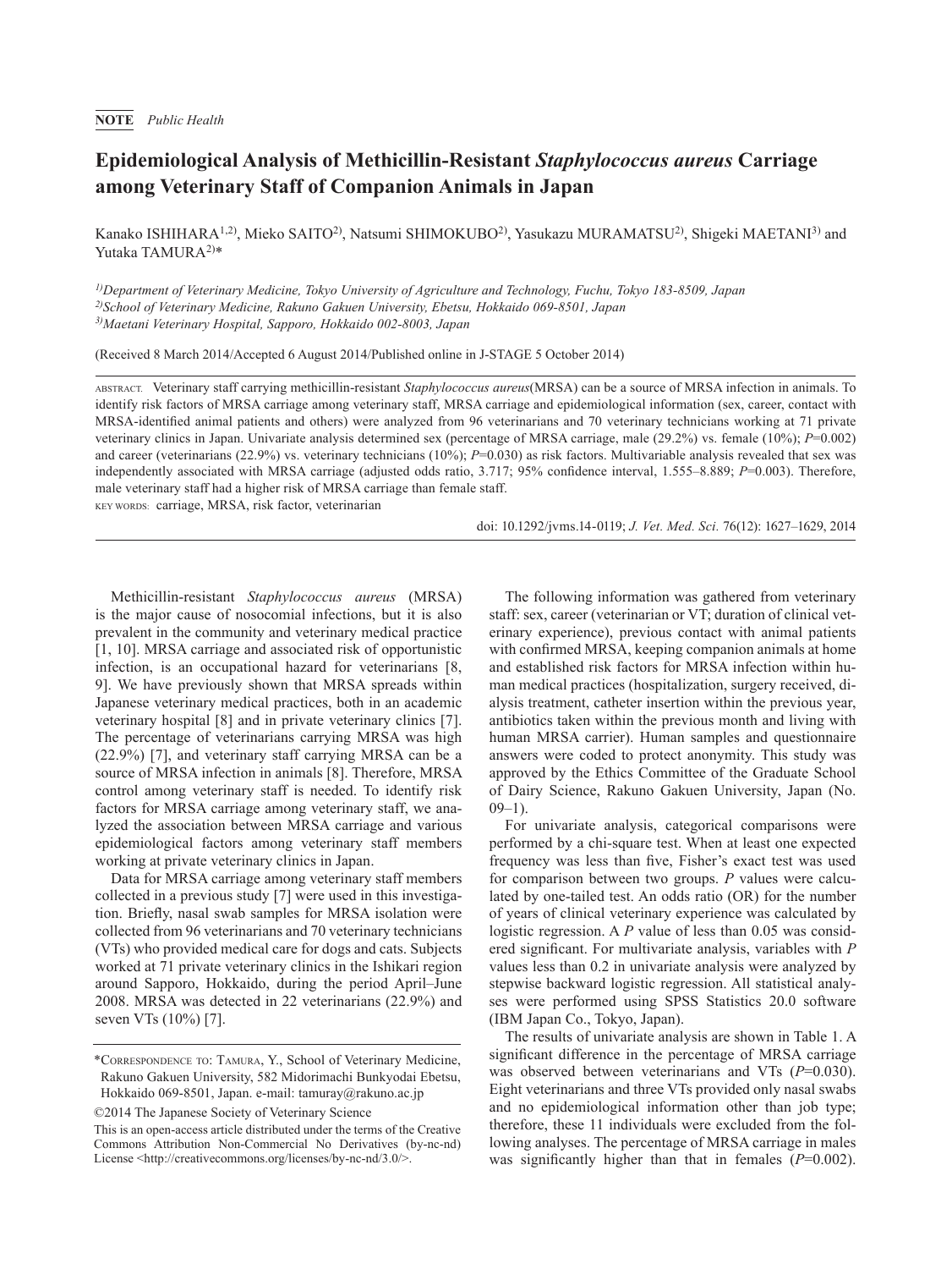**NOTE** *Public Health*

# Epidemiological Analysis of Methicillin-Resistant *Staphylococcus aureus* Carriage among Veterinary Staff of Companion Animals in Japan

Kanako ISHIHARA[1,2)], Mieko SAITO[2)], Natsumi SHIMOKUBO[2)], Yasukazu MURAMATSU[2)], Shigeki MAETANI[3)] and Yutaka TAMURA[2)]*

*[1)]Department of Veterinary Medicine, Tokyo University of Agriculture and Technology, Fuchu, Tokyo 183-8509, Japan*
*[2)]School of Veterinary Medicine, Rakuno Gakuen University, Ebetsu, Hokkaido 069-8501, Japan*
*[3)]Maetani Veterinary Hospital, Sapporo, Hokkaido 002-8003, Japan*

(Received 8 March 2014/Accepted 6 August 2014/Published online in J-STAGE 5 October 2014)

ABSTRACT. Veterinary staff carrying methicillin-resistant *Staphylococcus aureus*(MRSA) can be a source of MRSA infection in animals. To identify risk factors of MRSA carriage among veterinary staff, MRSA carriage and epidemiological information (sex, career, contact with MRSA-identified animal patients and others) were analyzed from 96 veterinarians and 70 veterinary technicians working at 71 private veterinary clinics in Japan. Univariate analysis determined sex (percentage of MRSA carriage, male (29.2%) vs. female (10%); *P*=0.002) and career (veterinarians (22.9%) vs. veterinary technicians (10%); *P*=0.030) as risk factors. Multivariable analysis revealed that sex was independently associated with MRSA carriage (adjusted odds ratio, 3.717; 95% confidence interval, 1.555–8.889; *P*=0.003). Therefore, male veterinary staff had a higher risk of MRSA carriage than female staff.

KEY WORDS: carriage, MRSA, risk factor, veterinarian

doi: 10.1292/jvms.14-0119; *J. Vet. Med. Sci.* 76(12): 1627–1629, 2014

Methicillin-resistant *Staphylococcus aureus* (MRSA) is the major cause of nosocomial infections, but it is also prevalent in the community and veterinary medical practice [1, 10]. MRSA carriage and associated risk of opportunistic infection, is an occupational hazard for veterinarians [8, 9]. We have previously shown that MRSA spreads within Japanese veterinary medical practices, both in an academic veterinary hospital [8] and in private veterinary clinics [7]. The percentage of veterinarians carrying MRSA was high (22.9%) [7], and veterinary staff carrying MRSA can be a source of MRSA infection in animals [8]. Therefore, MRSA control among veterinary staff is needed. To identify risk factors for MRSA carriage among veterinary staff, we analyzed the association between MRSA carriage and various epidemiological factors among veterinary staff members working at private veterinary clinics in Japan.

Data for MRSA carriage among veterinary staff members collected in a previous study [7] were used in this investigation. Briefly, nasal swab samples for MRSA isolation were collected from 96 veterinarians and 70 veterinary technicians (VTs) who provided medical care for dogs and cats. Subjects worked at 71 private veterinary clinics in the Ishikari region around Sapporo, Hokkaido, during the period April–June 2008. MRSA was detected in 22 veterinarians (22.9%) and seven VTs (10%) [7].

The following information was gathered from veterinary staff: sex, career (veterinarian or VT; duration of clinical veterinary experience), previous contact with animal patients with confirmed MRSA, keeping companion animals at home and established risk factors for MRSA infection within human medical practices (hospitalization, surgery received, dialysis treatment, catheter insertion within the previous year, antibiotics taken within the previous month and living with human MRSA carrier). Human samples and questionnaire answers were coded to protect anonymity. This study was approved by the Ethics Committee of the Graduate School of Dairy Science, Rakuno Gakuen University, Japan (No. 09–1).

For univariate analysis, categorical comparisons were performed by a chi-square test. When at least one expected frequency was less than five, Fisher's exact test was used for comparison between two groups. *P* values were calculated by one-tailed test. An odds ratio (OR) for the number of years of clinical veterinary experience was calculated by logistic regression. A *P* value of less than 0.05 was considered significant. For multivariate analysis, variables with *P* values less than 0.2 in univariate analysis were analyzed by stepwise backward logistic regression. All statistical analyses were performed using SPSS Statistics 20.0 software (IBM Japan Co., Tokyo, Japan).

The results of univariate analysis are shown in Table 1. A significant difference in the percentage of MRSA carriage was observed between veterinarians and VTs (*P*=0.030). Eight veterinarians and three VTs provided only nasal swabs and no epidemiological information other than job type; therefore, these 11 individuals were excluded from the following analyses. The percentage of MRSA carriage in males was significantly higher than that in females (*P*=0.002).

*Correspondence to: Tamura, Y., School of Veterinary Medicine, Rakuno Gakuen University, 582 Midorimachi Bunkyodai Ebetsu, Hokkaido 069-8501, Japan. e-mail: tamuray@rakuno.ac.jp

©2014 The Japanese Society of Veterinary Science

This is an open-access article distributed under the terms of the Creative Commons Attribution Non-Commercial No Derivatives (by-nc-nd) License <http://creativecommons.org/licenses/by-nc-nd/3.0/>.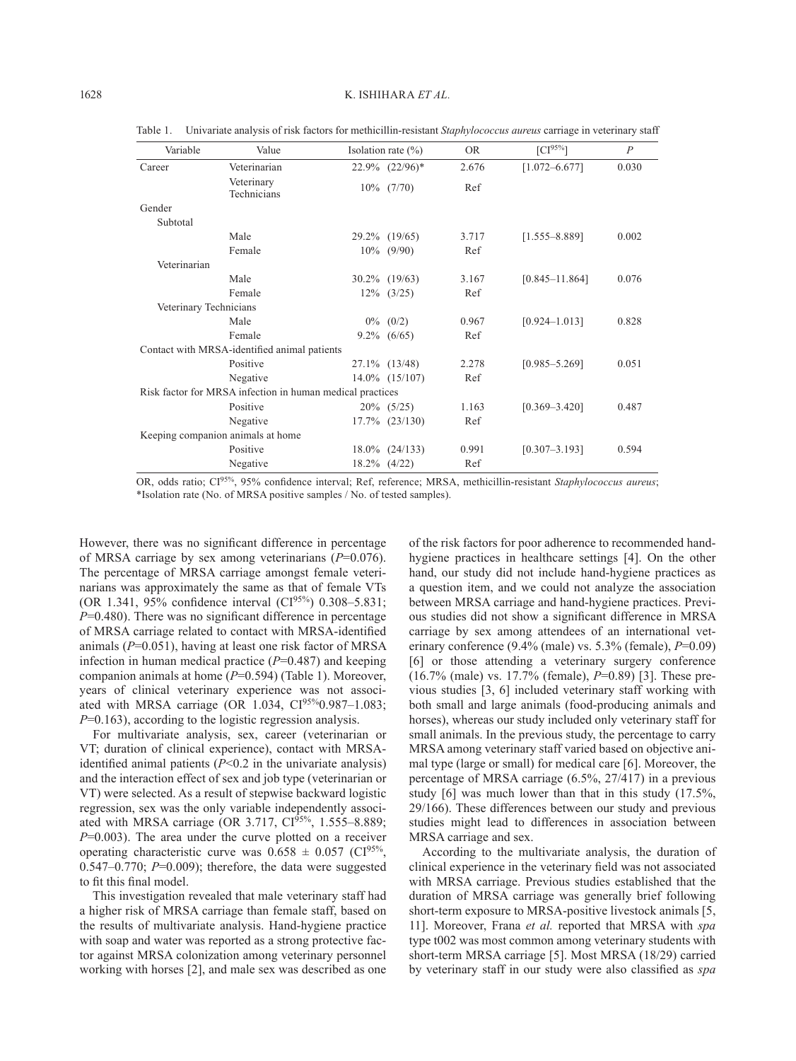Table 1. Univariate analysis of risk factors for methicillin-resistant *Staphylococcus aureus* carriage in veterinary staff

| Variable | Value | Isolation rate (%) | OR | [CI$^{95\%}$] | *P* |
|---|---|---|---|---|---|
| Career | Veterinarian | 22.9% (22/96)* | 2.676 | [1.072–6.677] | 0.030 |
| | Veterinary Technicians | 10% (7/70) | Ref | | |
| Gender | | | | | |
| Subtotal | | | | | |
| | Male | 29.2% (19/65) | 3.717 | [1.555–8.889] | 0.002 |
| | Female | 10% (9/90) | Ref | | |
| Veterinarian | | | | | |
| | Male | 30.2% (19/63) | 3.167 | [0.845–11.864] | 0.076 |
| | Female | 12% (3/25) | Ref | | |
| Veterinary Technicians | | | | | |
| | Male | 0% (0/2) | 0.967 | [0.924–1.013] | 0.828 |
| | Female | 9.2% (6/65) | Ref | | |
| Contact with MRSA-identified animal patients | | | | | |
| | Positive | 27.1% (13/48) | 2.278 | [0.985–5.269] | 0.051 |
| | Negative | 14.0% (15/107) | Ref | | |
| Risk factor for MRSA infection in human medical practices | | | | | |
| | Positive | 20% (5/25) | 1.163 | [0.369–3.420] | 0.487 |
| | Negative | 17.7% (23/130) | Ref | | |
| Keeping companion animals at home | | | | | |
| | Positive | 18.0% (24/133) | 0.991 | [0.307–3.193] | 0.594 |
| | Negative | 18.2% (4/22) | Ref | | |

OR, odds ratio; CI$^{95\%}$, 95% confidence interval; Ref, reference; MRSA, methicillin-resistant *Staphylococcus aureus*; *Isolation rate (No. of MRSA positive samples / No. of tested samples).

However, there was no significant difference in percentage of MRSA carriage by sex among veterinarians ($P$=0.076). The percentage of MRSA carriage amongst female veterinarians was approximately the same as that of female VTs (OR 1.341, 95% confidence interval (CI$^{95\%}$) 0.308–5.831; $P$=0.480). There was no significant difference in percentage of MRSA carriage related to contact with MRSA-identified animals ($P$=0.051), having at least one risk factor of MRSA infection in human medical practice ($P$=0.487) and keeping companion animals at home ($P$=0.594) (Table 1). Moreover, years of clinical veterinary experience was not associated with MRSA carriage (OR 1.034, CI$^{95\%}$0.987–1.083; $P$=0.163), according to the logistic regression analysis.

For multivariate analysis, sex, career (veterinarian or VT; duration of clinical experience), contact with MRSA-identified animal patients ($P$<0.2 in the univariate analysis) and the interaction effect of sex and job type (veterinarian or VT) were selected. As a result of stepwise backward logistic regression, sex was the only variable independently associated with MRSA carriage (OR 3.717, CI$^{95\%}$, 1.555–8.889; $P$=0.003). The area under the curve plotted on a receiver operating characteristic curve was $0.658 \pm 0.057$ (CI$^{95\%}$, 0.547–0.770; $P$=0.009); therefore, the data were suggested to fit this final model.

This investigation revealed that male veterinary staff had a higher risk of MRSA carriage than female staff, based on the results of multivariate analysis. Hand-hygiene practice with soap and water was reported as a strong protective factor against MRSA colonization among veterinary personnel working with horses [2], and male sex was described as one of the risk factors for poor adherence to recommended hand-hygiene practices in healthcare settings [4]. On the other hand, our study did not include hand-hygiene practices as a question item, and we could not analyze the association between MRSA carriage and hand-hygiene practices. Previous studies did not show a significant difference in MRSA carriage by sex among attendees of an international veterinary conference (9.4% (male) vs. 5.3% (female), $P$=0.09) [6] or those attending a veterinary surgery conference (16.7% (male) vs. 17.7% (female), $P$=0.89) [3]. These previous studies [3, 6] included veterinary staff working with both small and large animals (food-producing animals and horses), whereas our study included only veterinary staff for small animals. In the previous study, the percentage to carry MRSA among veterinary staff varied based on objective animal type (large or small) for medical care [6]. Moreover, the percentage of MRSA carriage (6.5%, 27/417) in a previous study [6] was much lower than that in this study (17.5%, 29/166). These differences between our study and previous studies might lead to differences in association between MRSA carriage and sex.

According to the multivariate analysis, the duration of clinical experience in the veterinary field was not associated with MRSA carriage. Previous studies established that the duration of MRSA carriage was generally brief following short-term exposure to MRSA-positive livestock animals [5, 11]. Moreover, Frana *et al.* reported that MRSA with *spa* type t002 was most common among veterinary students with short-term MRSA carriage [5]. Most MRSA (18/29) carried by veterinary staff in our study were also classified as *spa*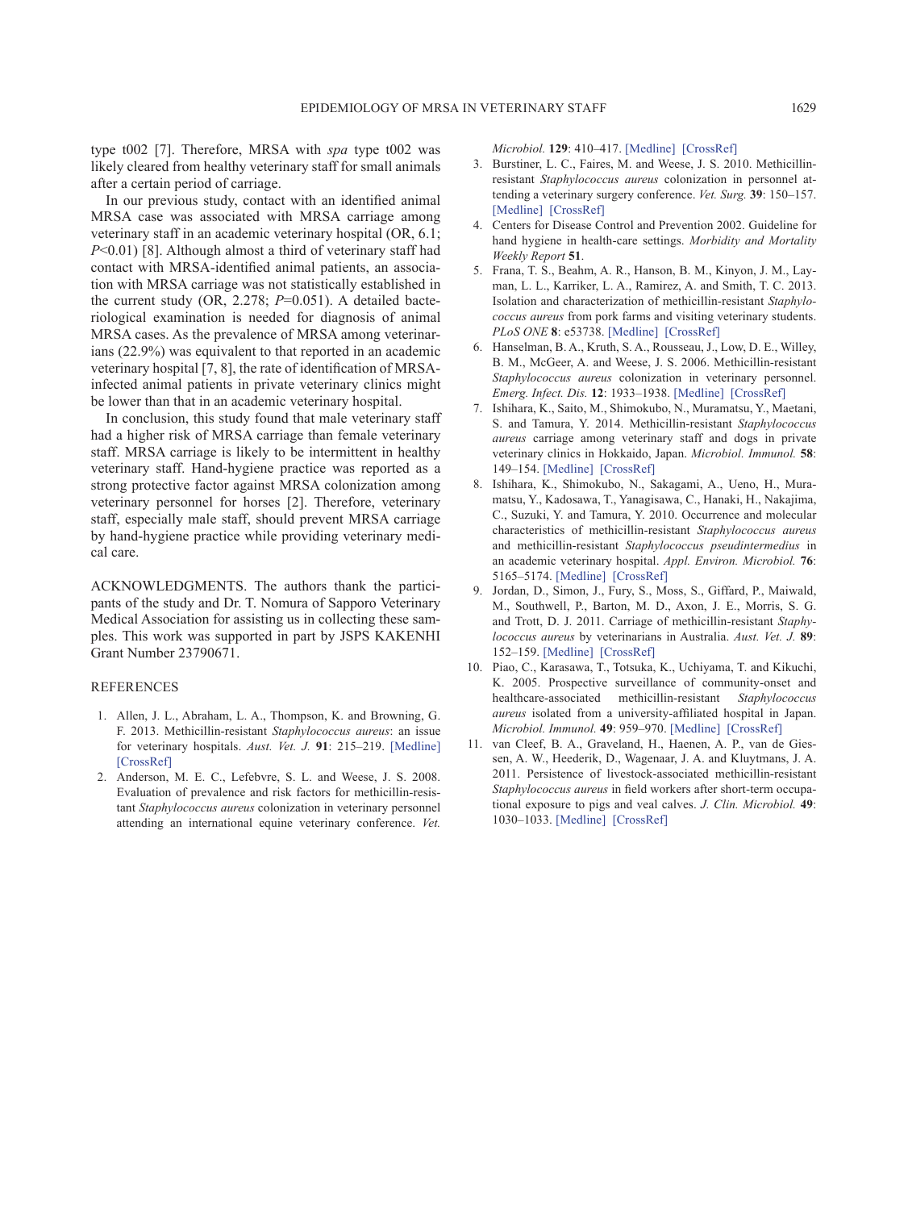type t002 [7]. Therefore, MRSA with *spa* type t002 was likely cleared from healthy veterinary staff for small animals after a certain period of carriage.

In our previous study, contact with an identified animal MRSA case was associated with MRSA carriage among veterinary staff in an academic veterinary hospital (OR, 6.1; $P<0.01$) [8]. Although almost a third of veterinary staff had contact with MRSA-identified animal patients, an association with MRSA carriage was not statistically established in the current study (OR, 2.278; $P=0.051$). A detailed bacteriological examination is needed for diagnosis of animal MRSA cases. As the prevalence of MRSA among veterinarians (22.9%) was equivalent to that reported in an academic veterinary hospital [7, 8], the rate of identification of MRSA-infected animal patients in private veterinary clinics might be lower than that in an academic veterinary hospital.

In conclusion, this study found that male veterinary staff had a higher risk of MRSA carriage than female veterinary staff. MRSA carriage is likely to be intermittent in healthy veterinary staff. Hand-hygiene practice was reported as a strong protective factor against MRSA colonization among veterinary personnel for horses [2]. Therefore, veterinary staff, especially male staff, should prevent MRSA carriage by hand-hygiene practice while providing veterinary medical care.

ACKNOWLEDGMENTS. The authors thank the participants of the study and Dr. T. Nomura of Sapporo Veterinary Medical Association for assisting us in collecting these samples. This work was supported in part by JSPS KAKENHI Grant Number 23790671.

## REFERENCES

1. Allen, J. L., Abraham, L. A., Thompson, K. and Browning, G. F. 2013. Methicillin-resistant *Staphylococcus aureus*: an issue for veterinary hospitals. *Aust. Vet. J.* **91**: 215–219. [Medline] [CrossRef]
2. Anderson, M. E. C., Lefebvre, S. L. and Weese, J. S. 2008. Evaluation of prevalence and risk factors for methicillin-resistant *Staphylococcus aureus* colonization in veterinary personnel attending an international equine veterinary conference. *Vet. Microbiol.* **129**: 410–417. [Medline] [CrossRef]
3. Burstiner, L. C., Faires, M. and Weese, J. S. 2010. Methicillin-resistant *Staphylococcus aureus* colonization in personnel attending a veterinary surgery conference. *Vet. Surg.* **39**: 150–157. [Medline] [CrossRef]
4. Centers for Disease Control and Prevention 2002. Guideline for hand hygiene in health-care settings. *Morbidity and Mortality Weekly Report* **51**.
5. Frana, T. S., Beahm, A. R., Hanson, B. M., Kinyon, J. M., Layman, L. L., Karriker, L. A., Ramirez, A. and Smith, T. C. 2013. Isolation and characterization of methicillin-resistant *Staphylococcus aureus* from pork farms and visiting veterinary students. *PLoS ONE* **8**: e53738. [Medline] [CrossRef]
6. Hanselman, B. A., Kruth, S. A., Rousseau, J., Low, D. E., Willey, B. M., McGeer, A. and Weese, J. S. 2006. Methicillin-resistant *Staphylococcus aureus* colonization in veterinary personnel. *Emerg. Infect. Dis.* **12**: 1933–1938. [Medline] [CrossRef]
7. Ishihara, K., Saito, M., Shimokubo, N., Muramatsu, Y., Maetani, S. and Tamura, Y. 2014. Methicillin-resistant *Staphylococcus aureus* carriage among veterinary staff and dogs in private veterinary clinics in Hokkaido, Japan. *Microbiol. Immunol.* **58**: 149–154. [Medline] [CrossRef]
8. Ishihara, K., Shimokubo, N., Sakagami, A., Ueno, H., Muramatsu, Y., Kadosawa, T., Yanagisawa, C., Hanaki, H., Nakajima, C., Suzuki, Y. and Tamura, Y. 2010. Occurrence and molecular characteristics of methicillin-resistant *Staphylococcus aureus* and methicillin-resistant *Staphylococcus pseudintermedius* in an academic veterinary hospital. *Appl. Environ. Microbiol.* **76**: 5165–5174. [Medline] [CrossRef]
9. Jordan, D., Simon, J., Fury, S., Moss, S., Giffard, P., Maiwald, M., Southwell, P., Barton, M. D., Axon, J. E., Morris, S. G. and Trott, D. J. 2011. Carriage of methicillin-resistant *Staphylococcus aureus* by veterinarians in Australia. *Aust. Vet. J.* **89**: 152–159. [Medline] [CrossRef]
10. Piao, C., Karasawa, T., Totsuka, K., Uchiyama, T. and Kikuchi, K. 2005. Prospective surveillance of community-onset and healthcare-associated methicillin-resistant *Staphylococcus aureus* isolated from a university-affiliated hospital in Japan. *Microbiol. Immunol.* **49**: 959–970. [Medline] [CrossRef]
11. van Cleef, B. A., Graveland, H., Haenen, A. P., van de Giessen, A. W., Heederik, D., Wagenaar, J. A. and Kluytmans, J. A. 2011. Persistence of livestock-associated methicillin-resistant *Staphylococcus aureus* in field workers after short-term occupational exposure to pigs and veal calves. *J. Clin. Microbiol.* **49**: 1030–1033. [Medline] [CrossRef]